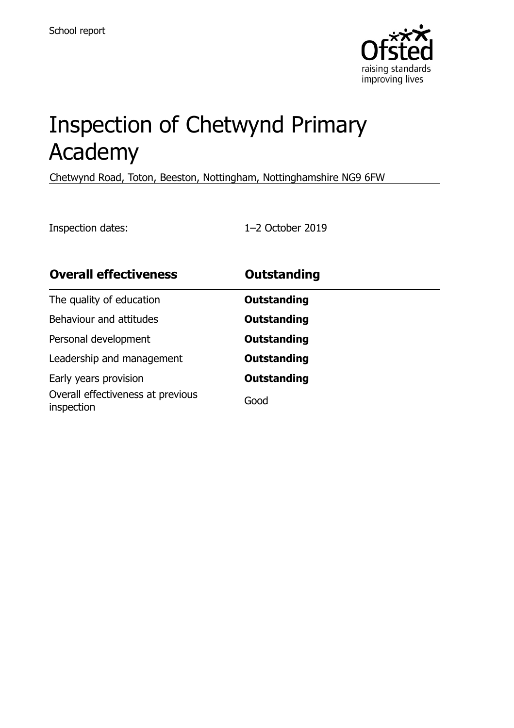School report

# Inspection of Chetwynd Primary Academy

Chetwynd Road, Toton, Beeston, Nottingham, Nottinghamshire NG9 6FW

Inspection dates: 1–2 October 2019

| **Overall effectiveness** | **Outstanding** |
|---|---|
| The quality of education | **Outstanding** |
| Behaviour and attitudes | **Outstanding** |
| Personal development | **Outstanding** |
| Leadership and management | **Outstanding** |
| Early years provision | **Outstanding** |
| Overall effectiveness at previous inspection | Good |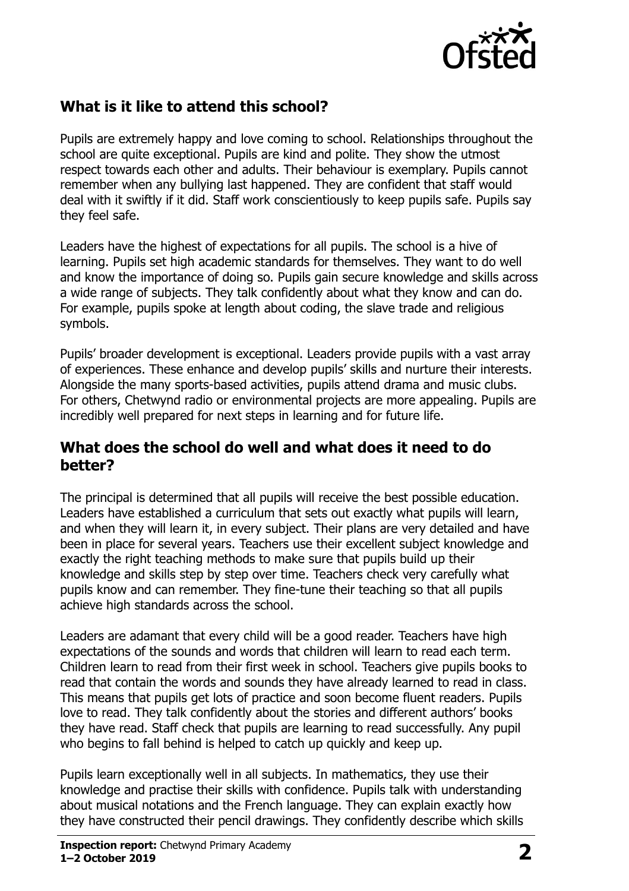## What is it like to attend this school?

Pupils are extremely happy and love coming to school. Relationships throughout the school are quite exceptional. Pupils are kind and polite. They show the utmost respect towards each other and adults. Their behaviour is exemplary. Pupils cannot remember when any bullying last happened. They are confident that staff would deal with it swiftly if it did. Staff work conscientiously to keep pupils safe. Pupils say they feel safe.

Leaders have the highest of expectations for all pupils. The school is a hive of learning. Pupils set high academic standards for themselves. They want to do well and know the importance of doing so. Pupils gain secure knowledge and skills across a wide range of subjects. They talk confidently about what they know and can do. For example, pupils spoke at length about coding, the slave trade and religious symbols.

Pupils' broader development is exceptional. Leaders provide pupils with a vast array of experiences. These enhance and develop pupils' skills and nurture their interests. Alongside the many sports-based activities, pupils attend drama and music clubs. For others, Chetwynd radio or environmental projects are more appealing. Pupils are incredibly well prepared for next steps in learning and for future life.

## What does the school do well and what does it need to do better?

The principal is determined that all pupils will receive the best possible education. Leaders have established a curriculum that sets out exactly what pupils will learn, and when they will learn it, in every subject. Their plans are very detailed and have been in place for several years. Teachers use their excellent subject knowledge and exactly the right teaching methods to make sure that pupils build up their knowledge and skills step by step over time. Teachers check very carefully what pupils know and can remember. They fine-tune their teaching so that all pupils achieve high standards across the school.

Leaders are adamant that every child will be a good reader. Teachers have high expectations of the sounds and words that children will learn to read each term. Children learn to read from their first week in school. Teachers give pupils books to read that contain the words and sounds they have already learned to read in class. This means that pupils get lots of practice and soon become fluent readers. Pupils love to read. They talk confidently about the stories and different authors' books they have read. Staff check that pupils are learning to read successfully. Any pupil who begins to fall behind is helped to catch up quickly and keep up.

Pupils learn exceptionally well in all subjects. In mathematics, they use their knowledge and practise their skills with confidence. Pupils talk with understanding about musical notations and the French language. They can explain exactly how they have constructed their pencil drawings. They confidently describe which skills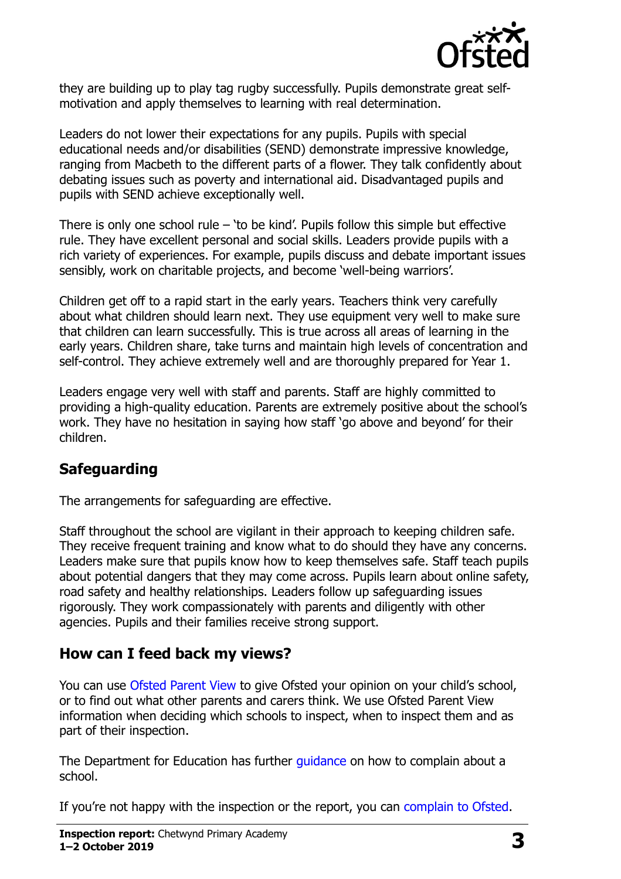they are building up to play tag rugby successfully. Pupils demonstrate great self-motivation and apply themselves to learning with real determination.

Leaders do not lower their expectations for any pupils. Pupils with special educational needs and/or disabilities (SEND) demonstrate impressive knowledge, ranging from Macbeth to the different parts of a flower. They talk confidently about debating issues such as poverty and international aid. Disadvantaged pupils and pupils with SEND achieve exceptionally well.

There is only one school rule – 'to be kind'. Pupils follow this simple but effective rule. They have excellent personal and social skills. Leaders provide pupils with a rich variety of experiences. For example, pupils discuss and debate important issues sensibly, work on charitable projects, and become 'well-being warriors'.

Children get off to a rapid start in the early years. Teachers think very carefully about what children should learn next. They use equipment very well to make sure that children can learn successfully. This is true across all areas of learning in the early years. Children share, take turns and maintain high levels of concentration and self-control. They achieve extremely well and are thoroughly prepared for Year 1.

Leaders engage very well with staff and parents. Staff are highly committed to providing a high-quality education. Parents are extremely positive about the school's work. They have no hesitation in saying how staff 'go above and beyond' for their children.

## Safeguarding

The arrangements for safeguarding are effective.

Staff throughout the school are vigilant in their approach to keeping children safe. They receive frequent training and know what to do should they have any concerns. Leaders make sure that pupils know how to keep themselves safe. Staff teach pupils about potential dangers that they may come across. Pupils learn about online safety, road safety and healthy relationships. Leaders follow up safeguarding issues rigorously. They work compassionately with parents and diligently with other agencies. Pupils and their families receive strong support.

## How can I feed back my views?

You can use Ofsted Parent View to give Ofsted your opinion on your child's school, or to find out what other parents and carers think. We use Ofsted Parent View information when deciding which schools to inspect, when to inspect them and as part of their inspection.

The Department for Education has further guidance on how to complain about a school.

If you're not happy with the inspection or the report, you can complain to Ofsted.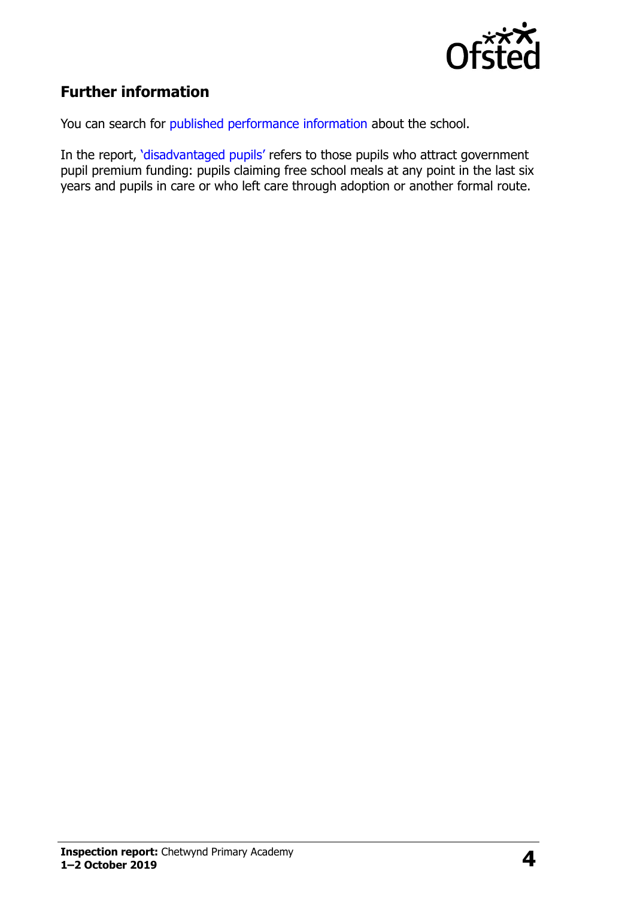## Further information

You can search for published performance information about the school.

In the report, 'disadvantaged pupils' refers to those pupils who attract government pupil premium funding: pupils claiming free school meals at any point in the last six years and pupils in care or who left care through adoption or another formal route.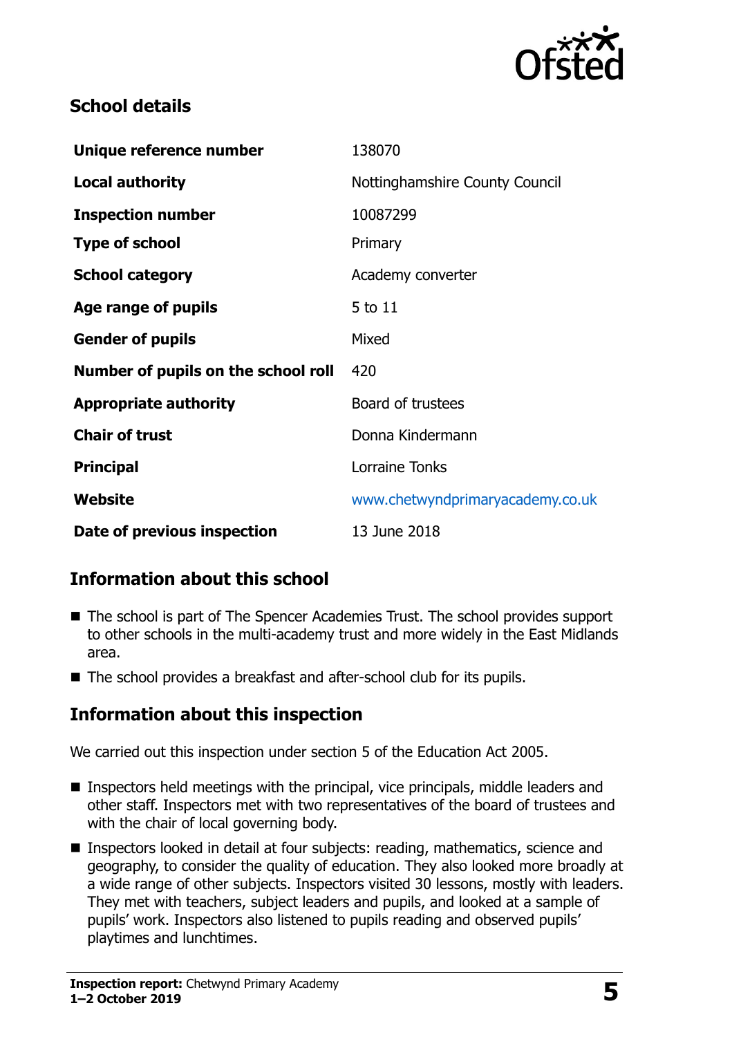## School details

| | |
|---|---|
| **Unique reference number** | 138070 |
| **Local authority** | Nottinghamshire County Council |
| **Inspection number** | 10087299 |
| **Type of school** | Primary |
| **School category** | Academy converter |
| **Age range of pupils** | 5 to 11 |
| **Gender of pupils** | Mixed |
| **Number of pupils on the school roll** | 420 |
| **Appropriate authority** | Board of trustees |
| **Chair of trust** | Donna Kindermann |
| **Principal** | Lorraine Tonks |
| **Website** | www.chetwyndprimaryacademy.co.uk |
| **Date of previous inspection** | 13 June 2018 |

## Information about this school

- The school is part of The Spencer Academies Trust. The school provides support to other schools in the multi-academy trust and more widely in the East Midlands area.
- The school provides a breakfast and after-school club for its pupils.

## Information about this inspection

We carried out this inspection under section 5 of the Education Act 2005.

- Inspectors held meetings with the principal, vice principals, middle leaders and other staff. Inspectors met with two representatives of the board of trustees and with the chair of local governing body.
- Inspectors looked in detail at four subjects: reading, mathematics, science and geography, to consider the quality of education. They also looked more broadly at a wide range of other subjects. Inspectors visited 30 lessons, mostly with leaders. They met with teachers, subject leaders and pupils, and looked at a sample of pupils' work. Inspectors also listened to pupils reading and observed pupils' playtimes and lunchtimes.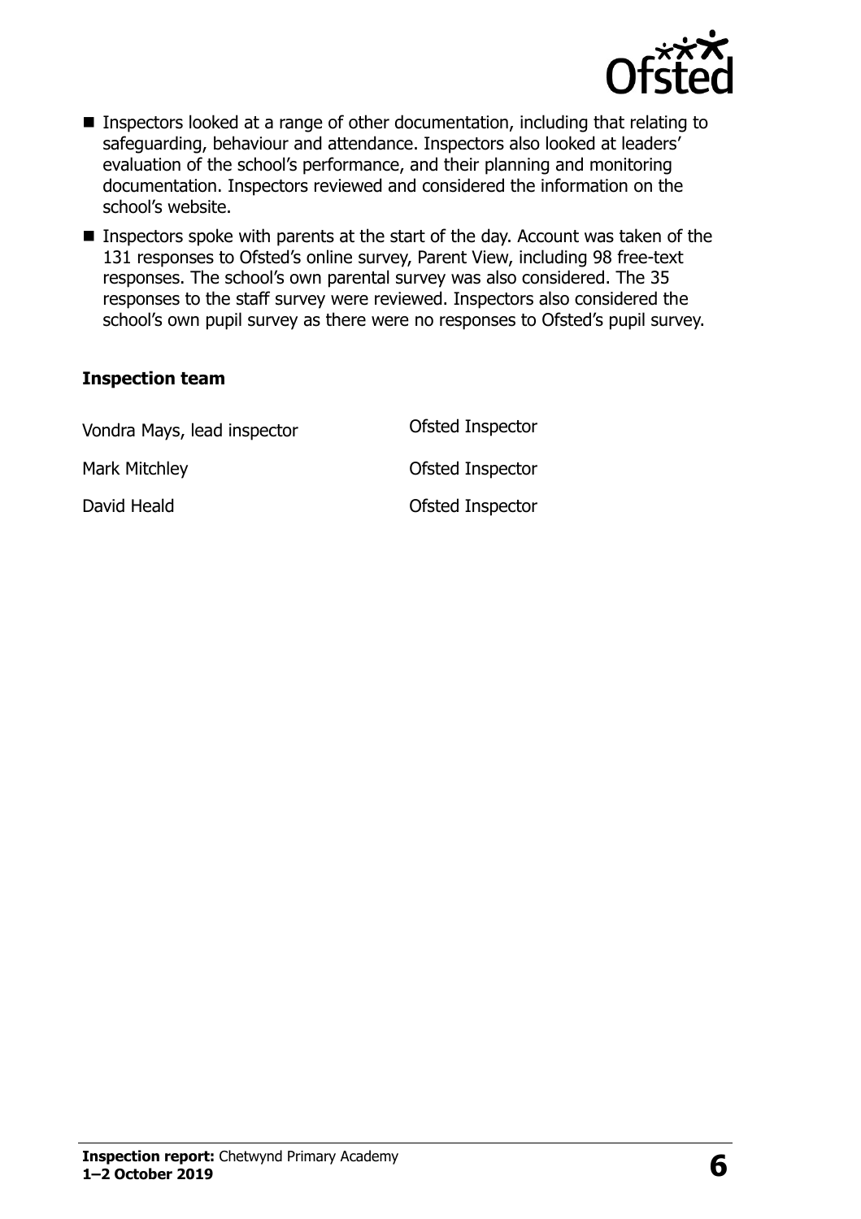- Inspectors looked at a range of other documentation, including that relating to safeguarding, behaviour and attendance. Inspectors also looked at leaders' evaluation of the school's performance, and their planning and monitoring documentation. Inspectors reviewed and considered the information on the school's website.
- Inspectors spoke with parents at the start of the day. Account was taken of the 131 responses to Ofsted's online survey, Parent View, including 98 free-text responses. The school's own parental survey was also considered. The 35 responses to the staff survey were reviewed. Inspectors also considered the school's own pupil survey as there were no responses to Ofsted's pupil survey.

### Inspection team

| | |
|---|---|
| Vondra Mays, lead inspector | Ofsted Inspector |
| Mark Mitchley | Ofsted Inspector |
| David Heald | Ofsted Inspector |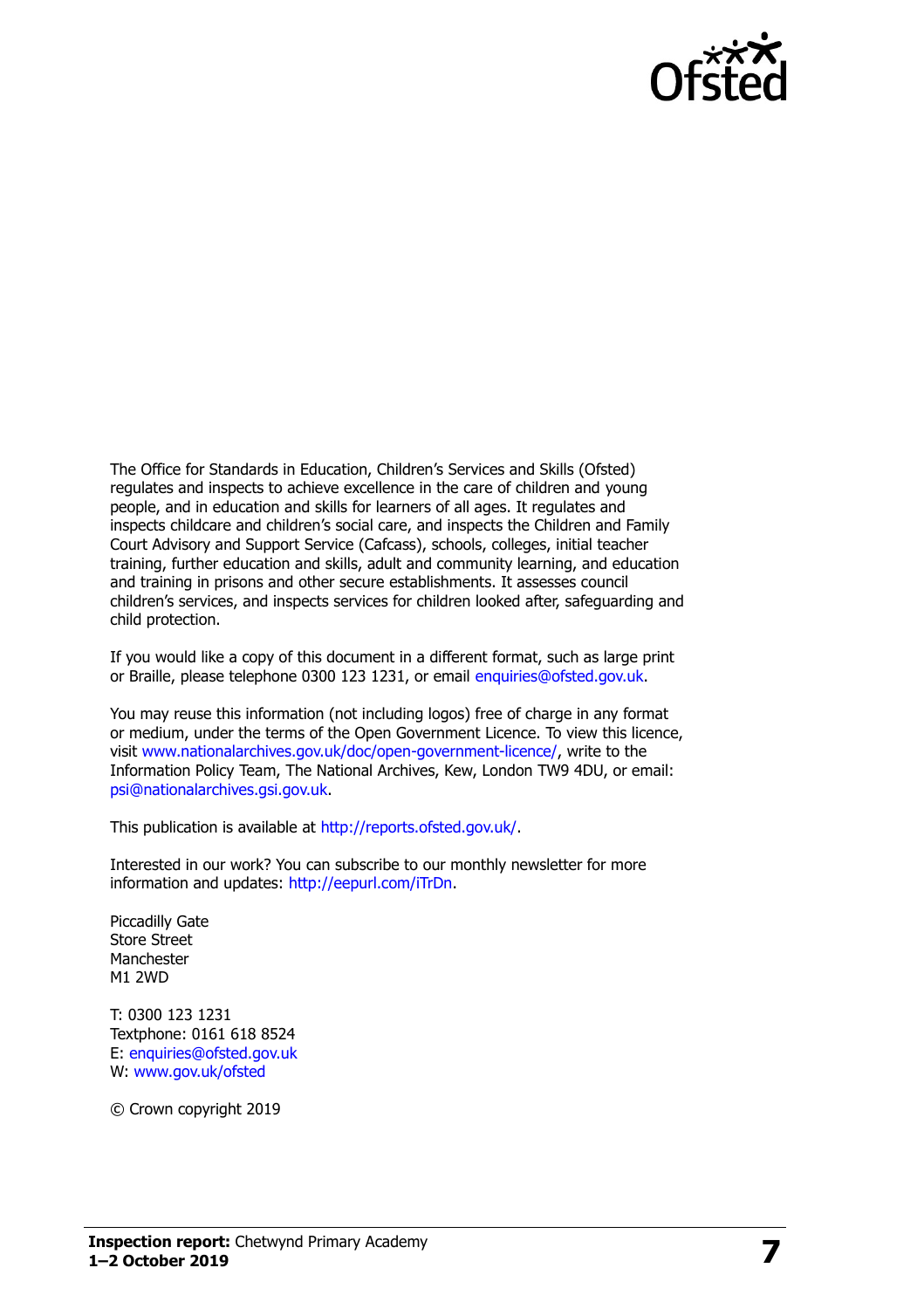The Office for Standards in Education, Children's Services and Skills (Ofsted) regulates and inspects to achieve excellence in the care of children and young people, and in education and skills for learners of all ages. It regulates and inspects childcare and children's social care, and inspects the Children and Family Court Advisory and Support Service (Cafcass), schools, colleges, initial teacher training, further education and skills, adult and community learning, and education and training in prisons and other secure establishments. It assesses council children's services, and inspects services for children looked after, safeguarding and child protection.

If you would like a copy of this document in a different format, such as large print or Braille, please telephone 0300 123 1231, or email enquiries@ofsted.gov.uk.

You may reuse this information (not including logos) free of charge in any format or medium, under the terms of the Open Government Licence. To view this licence, visit www.nationalarchives.gov.uk/doc/open-government-licence/, write to the Information Policy Team, The National Archives, Kew, London TW9 4DU, or email: psi@nationalarchives.gsi.gov.uk.

This publication is available at http://reports.ofsted.gov.uk/.

Interested in our work? You can subscribe to our monthly newsletter for more information and updates: http://eepurl.com/iTrDn.

Piccadilly Gate
Store Street
Manchester
M1 2WD

T: 0300 123 1231
Textphone: 0161 618 8524
E: enquiries@ofsted.gov.uk
W: www.gov.uk/ofsted

© Crown copyright 2019